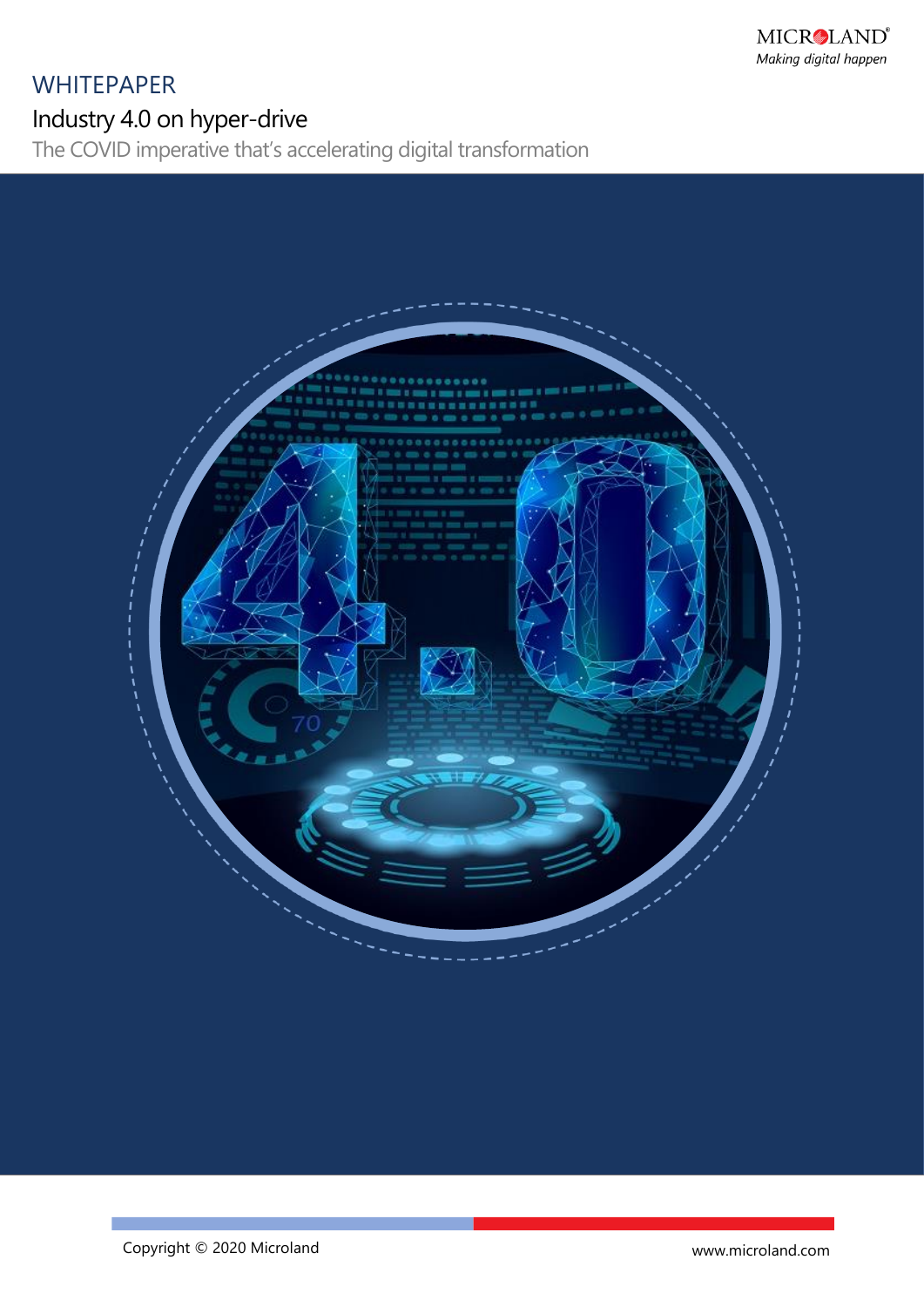MICROLAND
*Making digital happen*

# WHITEPAPER

## Industry 4.0 on hyper-drive

### The COVID imperative that's accelerating digital transformation

Copyright © 2020 Microland

www.microland.com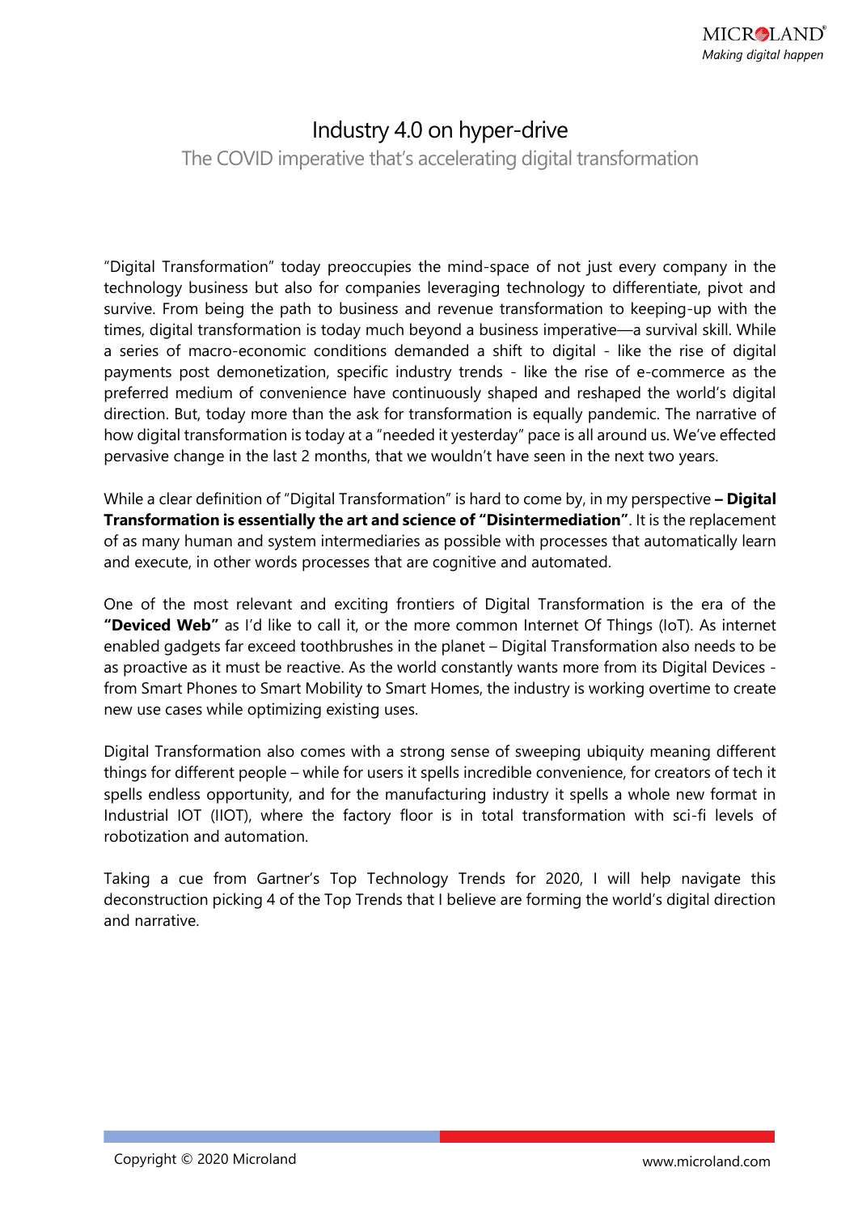# Industry 4.0 on hyper-drive

## The COVID imperative that's accelerating digital transformation

"Digital Transformation" today preoccupies the mind-space of not just every company in the technology business but also for companies leveraging technology to differentiate, pivot and survive. From being the path to business and revenue transformation to keeping-up with the times, digital transformation is today much beyond a business imperative—a survival skill. While a series of macro-economic conditions demanded a shift to digital - like the rise of digital payments post demonetization, specific industry trends - like the rise of e-commerce as the preferred medium of convenience have continuously shaped and reshaped the world's digital direction. But, today more than the ask for transformation is equally pandemic. The narrative of how digital transformation is today at a "needed it yesterday" pace is all around us. We've effected pervasive change in the last 2 months, that we wouldn't have seen in the next two years.

While a clear definition of "Digital Transformation" is hard to come by, in my perspective **– Digital Transformation is essentially the art and science of "Disintermediation"**. It is the replacement of as many human and system intermediaries as possible with processes that automatically learn and execute, in other words processes that are cognitive and automated.

One of the most relevant and exciting frontiers of Digital Transformation is the era of the **"Deviced Web"** as I'd like to call it, or the more common Internet Of Things (IoT). As internet enabled gadgets far exceed toothbrushes in the planet – Digital Transformation also needs to be as proactive as it must be reactive. As the world constantly wants more from its Digital Devices - from Smart Phones to Smart Mobility to Smart Homes, the industry is working overtime to create new use cases while optimizing existing uses.

Digital Transformation also comes with a strong sense of sweeping ubiquity meaning different things for different people – while for users it spells incredible convenience, for creators of tech it spells endless opportunity, and for the manufacturing industry it spells a whole new format in Industrial IOT (IIOT), where the factory floor is in total transformation with sci-fi levels of robotization and automation.

Taking a cue from Gartner's Top Technology Trends for 2020, I will help navigate this deconstruction picking 4 of the Top Trends that I believe are forming the world's digital direction and narrative.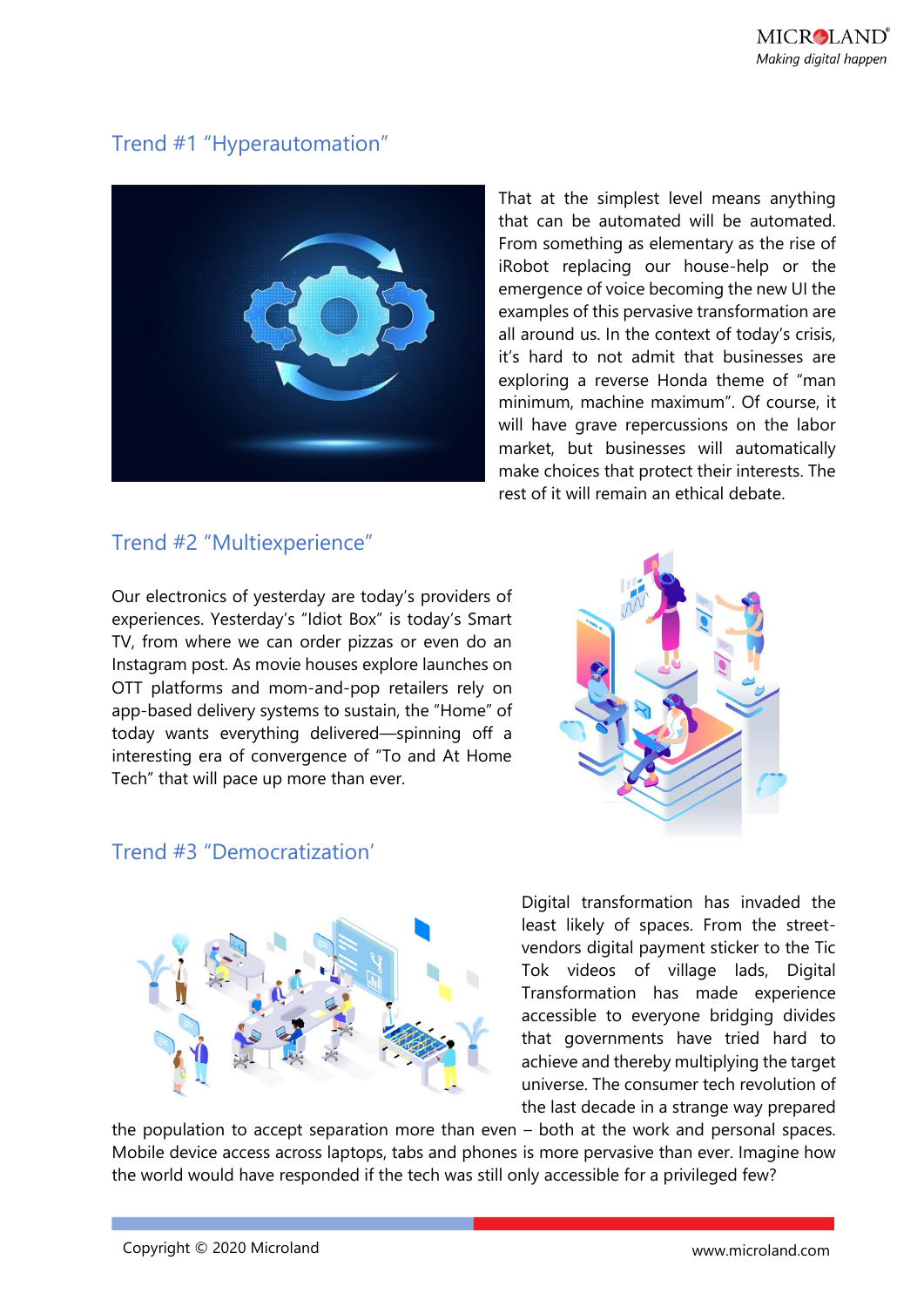## Trend #1 “Hyperautomation”

That at the simplest level means anything that can be automated will be automated. From something as elementary as the rise of iRobot replacing our house-help or the emergence of voice becoming the new UI the examples of this pervasive transformation are all around us. In the context of today’s crisis, it’s hard to not admit that businesses are exploring a reverse Honda theme of “man minimum, machine maximum”. Of course, it will have grave repercussions on the labor market, but businesses will automatically make choices that protect their interests. The rest of it will remain an ethical debate.

## Trend #2 “Multiexperience”

Our electronics of yesterday are today’s providers of experiences. Yesterday’s “Idiot Box” is today’s Smart TV, from where we can order pizzas or even do an Instagram post. As movie houses explore launches on OTT platforms and mom-and-pop retailers rely on app-based delivery systems to sustain, the “Home” of today wants everything delivered—spinning off a interesting era of convergence of “To and At Home Tech” that will pace up more than ever.

## Trend #3 “Democratization’

Digital transformation has invaded the least likely of spaces. From the street-vendors digital payment sticker to the Tic Tok videos of village lads, Digital Transformation has made experience accessible to everyone bridging divides that governments have tried hard to achieve and thereby multiplying the target universe. The consumer tech revolution of the last decade in a strange way prepared the population to accept separation more than even – both at the work and personal spaces. Mobile device access across laptops, tabs and phones is more pervasive than ever. Imagine how the world would have responded if the tech was still only accessible for a privileged few?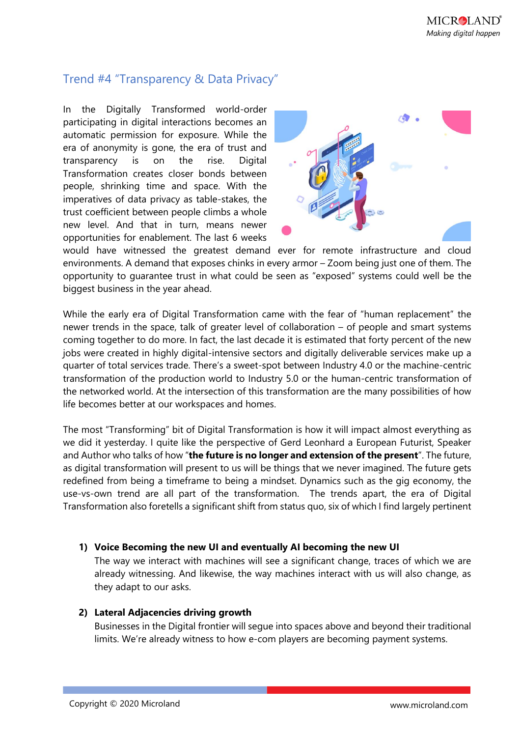## Trend #4 "Transparency & Data Privacy"

In the Digitally Transformed world-order participating in digital interactions becomes an automatic permission for exposure. While the era of anonymity is gone, the era of trust and transparency is on the rise. Digital Transformation creates closer bonds between people, shrinking time and space. With the imperatives of data privacy as table-stakes, the trust coefficient between people climbs a whole new level. And that in turn, means newer opportunities for enablement. The last 6 weeks would have witnessed the greatest demand ever for remote infrastructure and cloud environments. A demand that exposes chinks in every armor – Zoom being just one of them. The opportunity to guarantee trust in what could be seen as "exposed" systems could well be the biggest business in the year ahead.

While the early era of Digital Transformation came with the fear of "human replacement" the newer trends in the space, talk of greater level of collaboration – of people and smart systems coming together to do more. In fact, the last decade it is estimated that forty percent of the new jobs were created in highly digital-intensive sectors and digitally deliverable services make up a quarter of total services trade. There's a sweet-spot between Industry 4.0 or the machine-centric transformation of the production world to Industry 5.0 or the human-centric transformation of the networked world. At the intersection of this transformation are the many possibilities of how life becomes better at our workspaces and homes.

The most "Transforming" bit of Digital Transformation is how it will impact almost everything as we did it yesterday. I quite like the perspective of Gerd Leonhard a European Futurist, Speaker and Author who talks of how "**the future is no longer and extension of the present**". The future, as digital transformation will present to us will be things that we never imagined. The future gets redefined from being a timeframe to being a mindset. Dynamics such as the gig economy, the use-vs-own trend are all part of the transformation. The trends apart, the era of Digital Transformation also foretells a significant shift from status quo, six of which I find largely pertinent

1) **Voice Becoming the new UI and eventually AI becoming the new UI**
   The way we interact with machines will see a significant change, traces of which we are already witnessing. And likewise, the way machines interact with us will also change, as they adapt to our asks.

2) **Lateral Adjacencies driving growth**
   Businesses in the Digital frontier will segue into spaces above and beyond their traditional limits. We're already witness to how e-com players are becoming payment systems.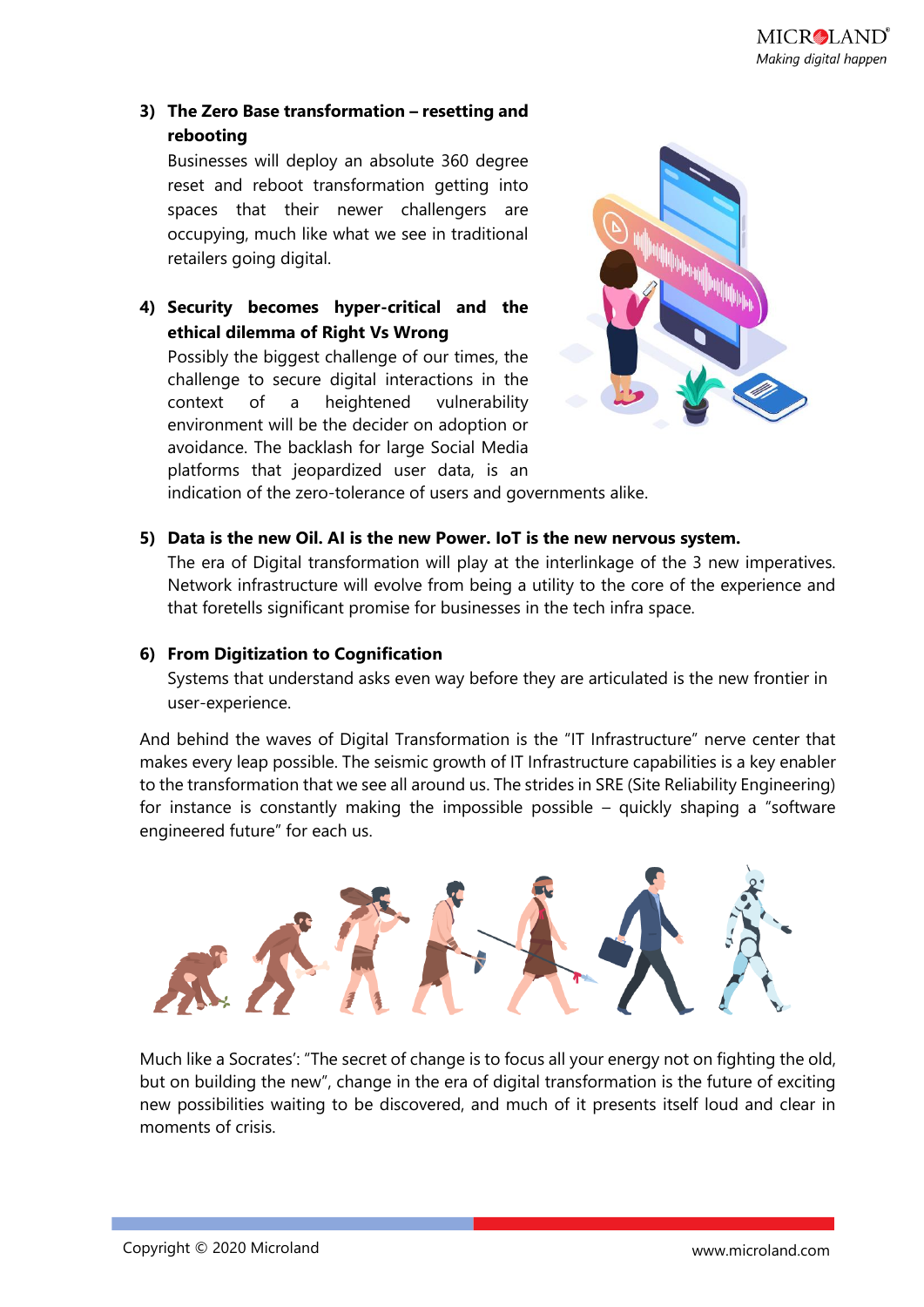3) **The Zero Base transformation – resetting and rebooting**

   Businesses will deploy an absolute 360 degree reset and reboot transformation getting into spaces that their newer challengers are occupying, much like what we see in traditional retailers going digital.

4) **Security becomes hyper-critical and the ethical dilemma of Right Vs Wrong**

   Possibly the biggest challenge of our times, the challenge to secure digital interactions in the context of a heightened vulnerability environment will be the decider on adoption or avoidance. The backlash for large Social Media platforms that jeopardized user data, is an indication of the zero-tolerance of users and governments alike.

5) **Data is the new Oil. AI is the new Power. IoT is the new nervous system.**

   The era of Digital transformation will play at the interlinkage of the 3 new imperatives. Network infrastructure will evolve from being a utility to the core of the experience and that foretells significant promise for businesses in the tech infra space.

6) **From Digitization to Cognification**

   Systems that understand asks even way before they are articulated is the new frontier in user-experience.

And behind the waves of Digital Transformation is the "IT Infrastructure" nerve center that makes every leap possible. The seismic growth of IT Infrastructure capabilities is a key enabler to the transformation that we see all around us. The strides in SRE (Site Reliability Engineering) for instance is constantly making the impossible possible – quickly shaping a "software engineered future" for each us.

Much like a Socrates': "The secret of change is to focus all your energy not on fighting the old, but on building the new", change in the era of digital transformation is the future of exciting new possibilities waiting to be discovered, and much of it presents itself loud and clear in moments of crisis.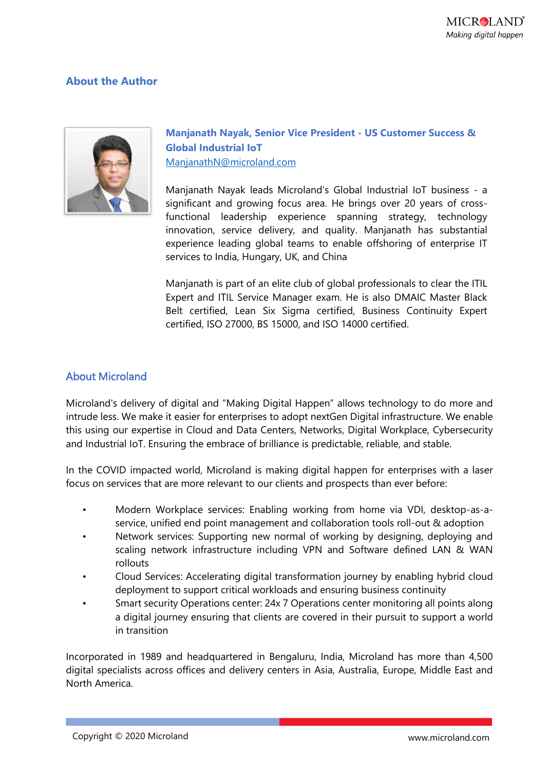## About the Author

**Manjanath Nayak, Senior Vice President - US Customer Success & Global Industrial IoT**
ManjanathN@microland.com

Manjanath Nayak leads Microland's Global Industrial IoT business - a significant and growing focus area. He brings over 20 years of cross-functional leadership experience spanning strategy, technology innovation, service delivery, and quality. Manjanath has substantial experience leading global teams to enable offshoring of enterprise IT services to India, Hungary, UK, and China

Manjanath is part of an elite club of global professionals to clear the ITIL Expert and ITIL Service Manager exam. He is also DMAIC Master Black Belt certified, Lean Six Sigma certified, Business Continuity Expert certified, ISO 27000, BS 15000, and ISO 14000 certified.

## About Microland

Microland's delivery of digital and "Making Digital Happen" allows technology to do more and intrude less. We make it easier for enterprises to adopt nextGen Digital infrastructure. We enable this using our expertise in Cloud and Data Centers, Networks, Digital Workplace, Cybersecurity and Industrial IoT. Ensuring the embrace of brilliance is predictable, reliable, and stable.

In the COVID impacted world, Microland is making digital happen for enterprises with a laser focus on services that are more relevant to our clients and prospects than ever before:

- Modern Workplace services: Enabling working from home via VDI, desktop-as-a-service, unified end point management and collaboration tools roll-out & adoption
- Network services: Supporting new normal of working by designing, deploying and scaling network infrastructure including VPN and Software defined LAN & WAN rollouts
- Cloud Services: Accelerating digital transformation journey by enabling hybrid cloud deployment to support critical workloads and ensuring business continuity
- Smart security Operations center: 24x 7 Operations center monitoring all points along a digital journey ensuring that clients are covered in their pursuit to support a world in transition

Incorporated in 1989 and headquartered in Bengaluru, India, Microland has more than 4,500 digital specialists across offices and delivery centers in Asia, Australia, Europe, Middle East and North America.